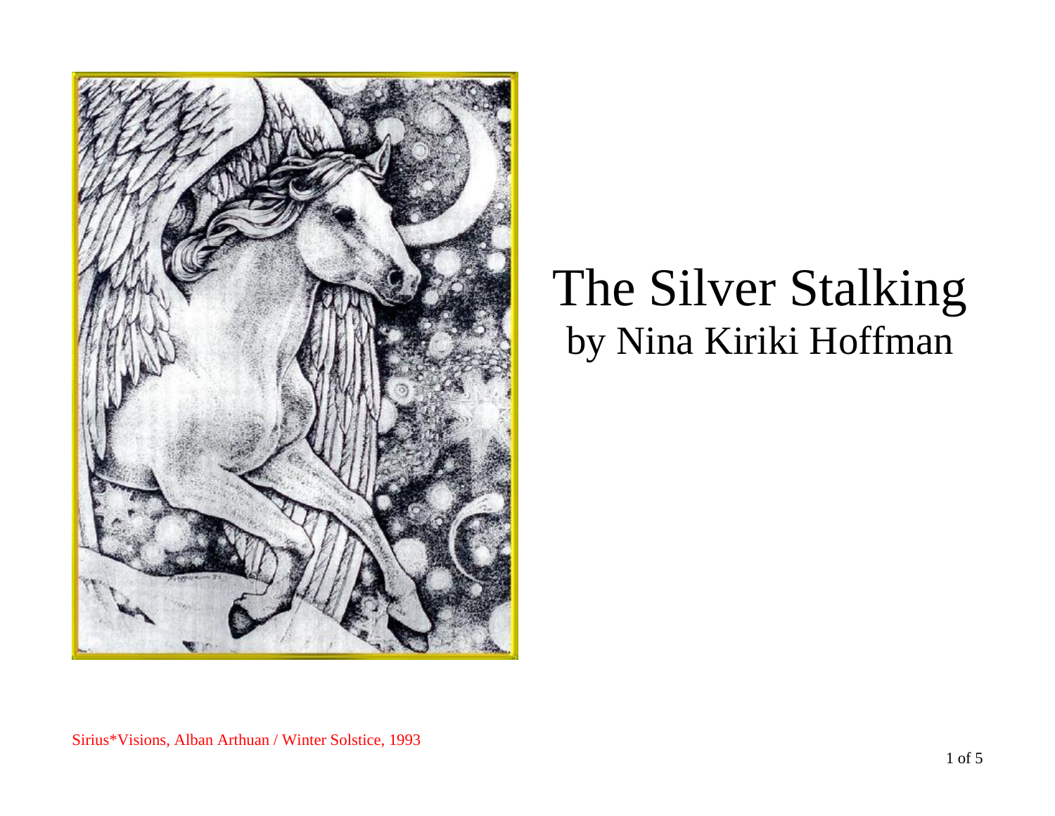# The Silver Stalking

## by Nina Kiriki Hoffman

Sirius*Visions, Alban Arthuan / Winter Solstice, 1993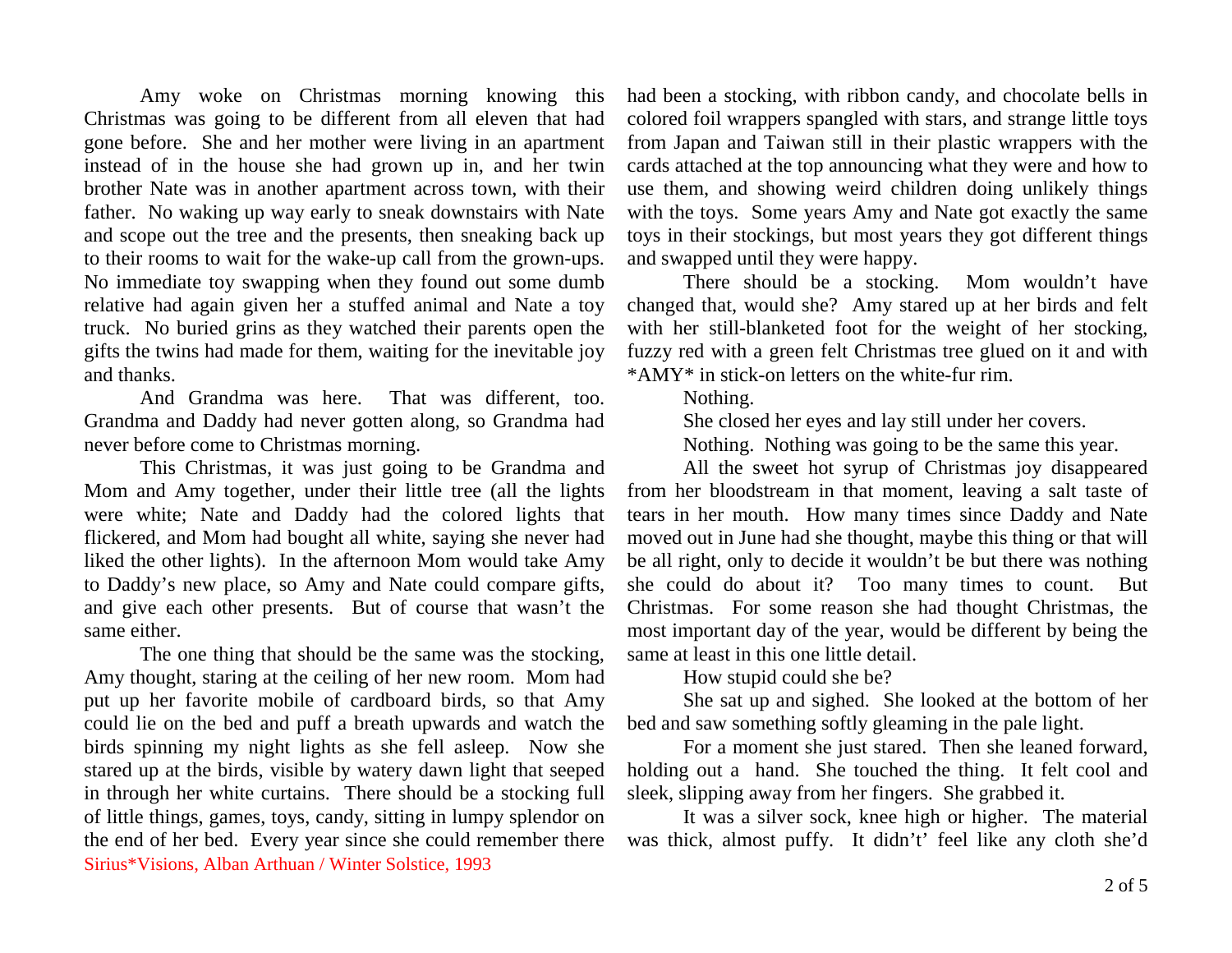Amy woke on Christmas morning knowing this Christmas was going to be different from all eleven that had gone before. She and her mother were living in an apartment instead of in the house she had grown up in, and her twin brother Nate was in another apartment across town, with their father. No waking up way early to sneak downstairs with Nate and scope out the tree and the presents, then sneaking back up to their rooms to wait for the wake-up call from the grown-ups. No immediate toy swapping when they found out some dumb relative had again given her a stuffed animal and Nate a toy truck. No buried grins as they watched their parents open the gifts the twins had made for them, waiting for the inevitable joy and thanks.

And Grandma was here. That was different, too. Grandma and Daddy had never gotten along, so Grandma had never before come to Christmas morning.

This Christmas, it was just going to be Grandma and Mom and Amy together, under their little tree (all the lights were white; Nate and Daddy had the colored lights that flickered, and Mom had bought all white, saying she never had liked the other lights). In the afternoon Mom would take Amy to Daddy's new place, so Amy and Nate could compare gifts, and give each other presents. But of course that wasn't the same either.

The one thing that should be the same was the stocking, Amy thought, staring at the ceiling of her new room. Mom had put up her favorite mobile of cardboard birds, so that Amy could lie on the bed and puff a breath upwards and watch the birds spinning my night lights as she fell asleep. Now she stared up at the birds, visible by watery dawn light that seeped in through her white curtains. There should be a stocking full of little things, games, toys, candy, sitting in lumpy splendor on the end of her bed. Every year since she could remember there had been a stocking, with ribbon candy, and chocolate bells in colored foil wrappers spangled with stars, and strange little toys from Japan and Taiwan still in their plastic wrappers with the cards attached at the top announcing what they were and how to use them, and showing weird children doing unlikely things with the toys. Some years Amy and Nate got exactly the same toys in their stockings, but most years they got different things and swapped until they were happy.

There should be a stocking. Mom wouldn't have changed that, would she? Amy stared up at her birds and felt with her still-blanketed foot for the weight of her stocking, fuzzy red with a green felt Christmas tree glued on it and with *AMY* in stick-on letters on the white-fur rim.

Nothing.

She closed her eyes and lay still under her covers.

Nothing. Nothing was going to be the same this year.

All the sweet hot syrup of Christmas joy disappeared from her bloodstream in that moment, leaving a salt taste of tears in her mouth. How many times since Daddy and Nate moved out in June had she thought, maybe this thing or that will be all right, only to decide it wouldn't be but there was nothing she could do about it? Too many times to count. But Christmas. For some reason she had thought Christmas, the most important day of the year, would be different by being the same at least in this one little detail.

How stupid could she be?

She sat up and sighed. She looked at the bottom of her bed and saw something softly gleaming in the pale light.

For a moment she just stared. Then she leaned forward, holding out a hand. She touched the thing. It felt cool and sleek, slipping away from her fingers. She grabbed it.

It was a silver sock, knee high or higher. The material was thick, almost puffy. It didn't' feel like any cloth she'd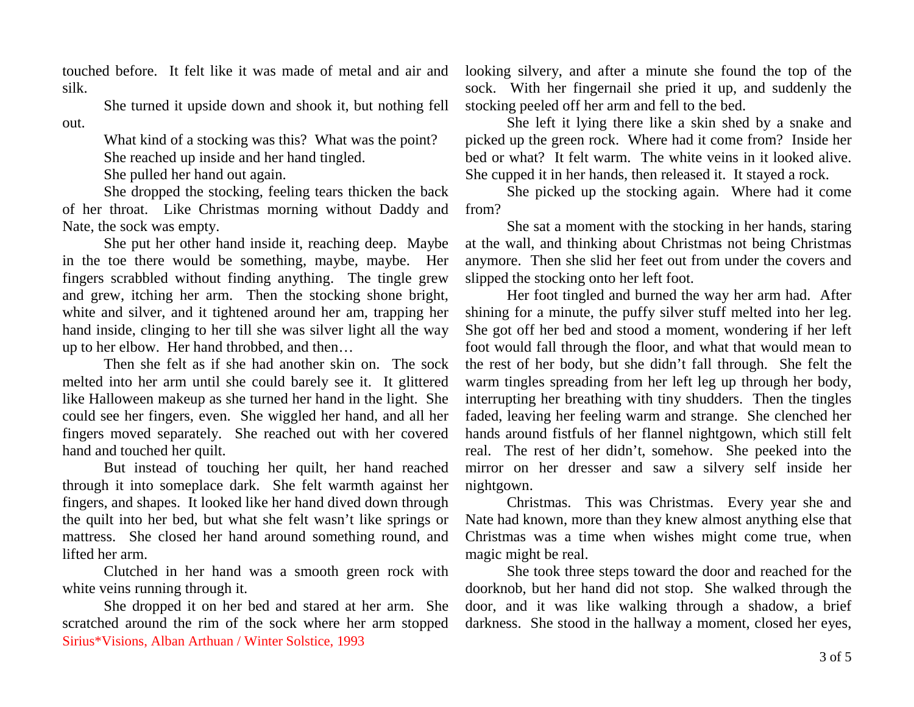touched before. It felt like it was made of metal and air and silk.

She turned it upside down and shook it, but nothing fell out.

What kind of a stocking was this? What was the point?

She reached up inside and her hand tingled.

She pulled her hand out again.

She dropped the stocking, feeling tears thicken the back of her throat. Like Christmas morning without Daddy and Nate, the sock was empty.

She put her other hand inside it, reaching deep. Maybe in the toe there would be something, maybe, maybe. Her fingers scrabbled without finding anything. The tingle grew and grew, itching her arm. Then the stocking shone bright, white and silver, and it tightened around her am, trapping her hand inside, clinging to her till she was silver light all the way up to her elbow. Her hand throbbed, and then…

Then she felt as if she had another skin on. The sock melted into her arm until she could barely see it. It glittered like Halloween makeup as she turned her hand in the light. She could see her fingers, even. She wiggled her hand, and all her fingers moved separately. She reached out with her covered hand and touched her quilt.

But instead of touching her quilt, her hand reached through it into someplace dark. She felt warmth against her fingers, and shapes. It looked like her hand dived down through the quilt into her bed, but what she felt wasn't like springs or mattress. She closed her hand around something round, and lifted her arm.

Clutched in her hand was a smooth green rock with white veins running through it.

She dropped it on her bed and stared at her arm. She scratched around the rim of the sock where her arm stopped looking silvery, and after a minute she found the top of the sock. With her fingernail she pried it up, and suddenly the stocking peeled off her arm and fell to the bed.

She left it lying there like a skin shed by a snake and picked up the green rock. Where had it come from? Inside her bed or what? It felt warm. The white veins in it looked alive. She cupped it in her hands, then released it. It stayed a rock.

She picked up the stocking again. Where had it come from?

She sat a moment with the stocking in her hands, staring at the wall, and thinking about Christmas not being Christmas anymore. Then she slid her feet out from under the covers and slipped the stocking onto her left foot.

Her foot tingled and burned the way her arm had. After shining for a minute, the puffy silver stuff melted into her leg. She got off her bed and stood a moment, wondering if her left foot would fall through the floor, and what that would mean to the rest of her body, but she didn't fall through. She felt the warm tingles spreading from her left leg up through her body, interrupting her breathing with tiny shudders. Then the tingles faded, leaving her feeling warm and strange. She clenched her hands around fistfuls of her flannel nightgown, which still felt real. The rest of her didn't, somehow. She peeked into the mirror on her dresser and saw a silvery self inside her nightgown.

Christmas. This was Christmas. Every year she and Nate had known, more than they knew almost anything else that Christmas was a time when wishes might come true, when magic might be real.

She took three steps toward the door and reached for the doorknob, but her hand did not stop. She walked through the door, and it was like walking through a shadow, a brief darkness. She stood in the hallway a moment, closed her eyes,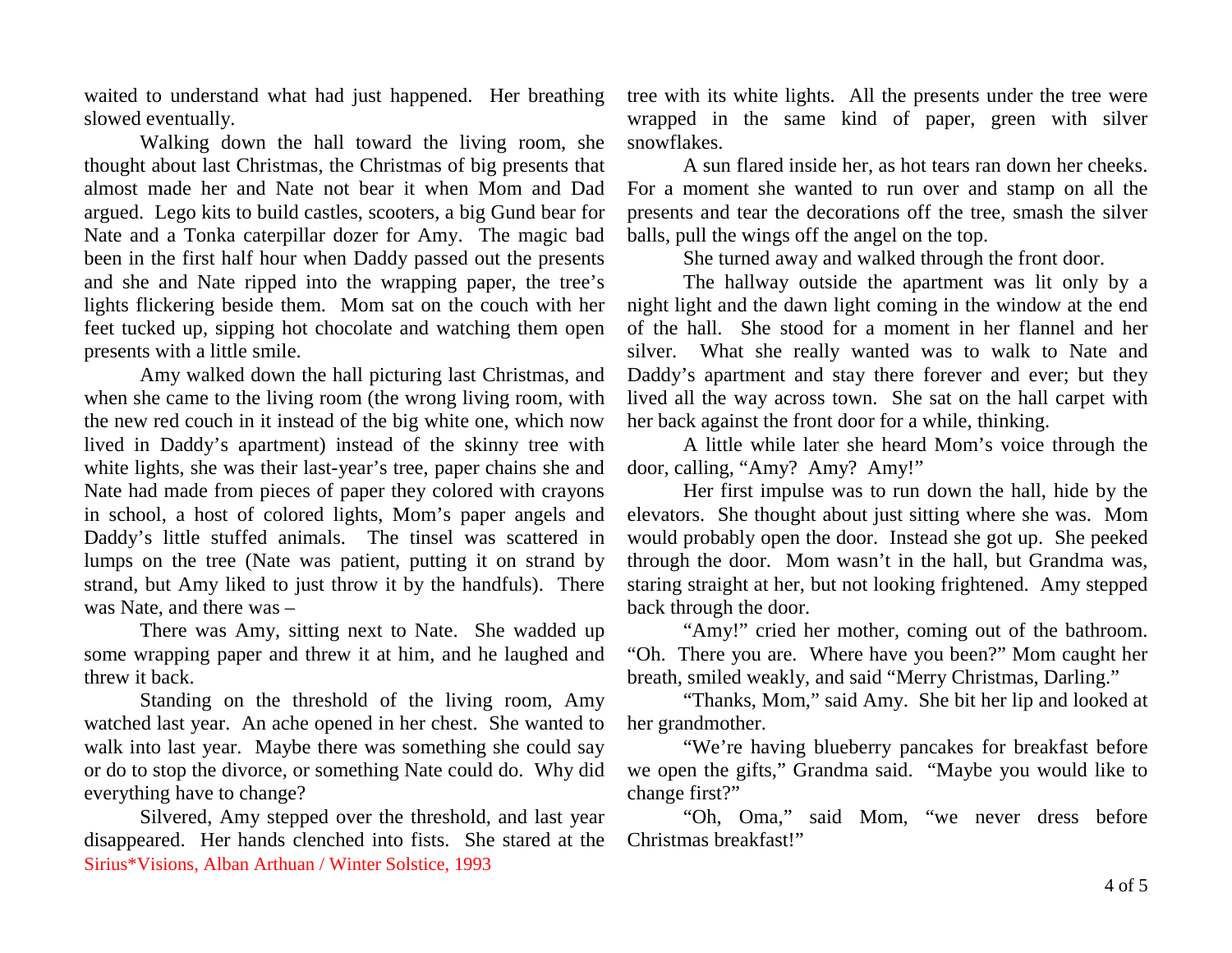waited to understand what had just happened. Her breathing slowed eventually.

Walking down the hall toward the living room, she thought about last Christmas, the Christmas of big presents that almost made her and Nate not bear it when Mom and Dad argued. Lego kits to build castles, scooters, a big Gund bear for Nate and a Tonka caterpillar dozer for Amy. The magic bad been in the first half hour when Daddy passed out the presents and she and Nate ripped into the wrapping paper, the tree's lights flickering beside them. Mom sat on the couch with her feet tucked up, sipping hot chocolate and watching them open presents with a little smile.

Amy walked down the hall picturing last Christmas, and when she came to the living room (the wrong living room, with the new red couch in it instead of the big white one, which now lived in Daddy's apartment) instead of the skinny tree with white lights, she was their last-year's tree, paper chains she and Nate had made from pieces of paper they colored with crayons in school, a host of colored lights, Mom's paper angels and Daddy's little stuffed animals. The tinsel was scattered in lumps on the tree (Nate was patient, putting it on strand by strand, but Amy liked to just throw it by the handfuls). There was Nate, and there was –

There was Amy, sitting next to Nate. She wadded up some wrapping paper and threw it at him, and he laughed and threw it back.

Standing on the threshold of the living room, Amy watched last year. An ache opened in her chest. She wanted to walk into last year. Maybe there was something she could say or do to stop the divorce, or something Nate could do. Why did everything have to change?

Silvered, Amy stepped over the threshold, and last year disappeared. Her hands clenched into fists. She stared at the tree with its white lights. All the presents under the tree were wrapped in the same kind of paper, green with silver snowflakes.

A sun flared inside her, as hot tears ran down her cheeks. For a moment she wanted to run over and stamp on all the presents and tear the decorations off the tree, smash the silver balls, pull the wings off the angel on the top.

She turned away and walked through the front door.

The hallway outside the apartment was lit only by a night light and the dawn light coming in the window at the end of the hall. She stood for a moment in her flannel and her silver. What she really wanted was to walk to Nate and Daddy's apartment and stay there forever and ever; but they lived all the way across town. She sat on the hall carpet with her back against the front door for a while, thinking.

A little while later she heard Mom's voice through the door, calling, "Amy? Amy? Amy!"

Her first impulse was to run down the hall, hide by the elevators. She thought about just sitting where she was. Mom would probably open the door. Instead she got up. She peeked through the door. Mom wasn't in the hall, but Grandma was, staring straight at her, but not looking frightened. Amy stepped back through the door.

"Amy!" cried her mother, coming out of the bathroom. "Oh. There you are. Where have you been?" Mom caught her breath, smiled weakly, and said "Merry Christmas, Darling."

"Thanks, Mom," said Amy. She bit her lip and looked at her grandmother.

"We're having blueberry pancakes for breakfast before we open the gifts," Grandma said. "Maybe you would like to change first?"

"Oh, Oma," said Mom, "we never dress before Christmas breakfast!"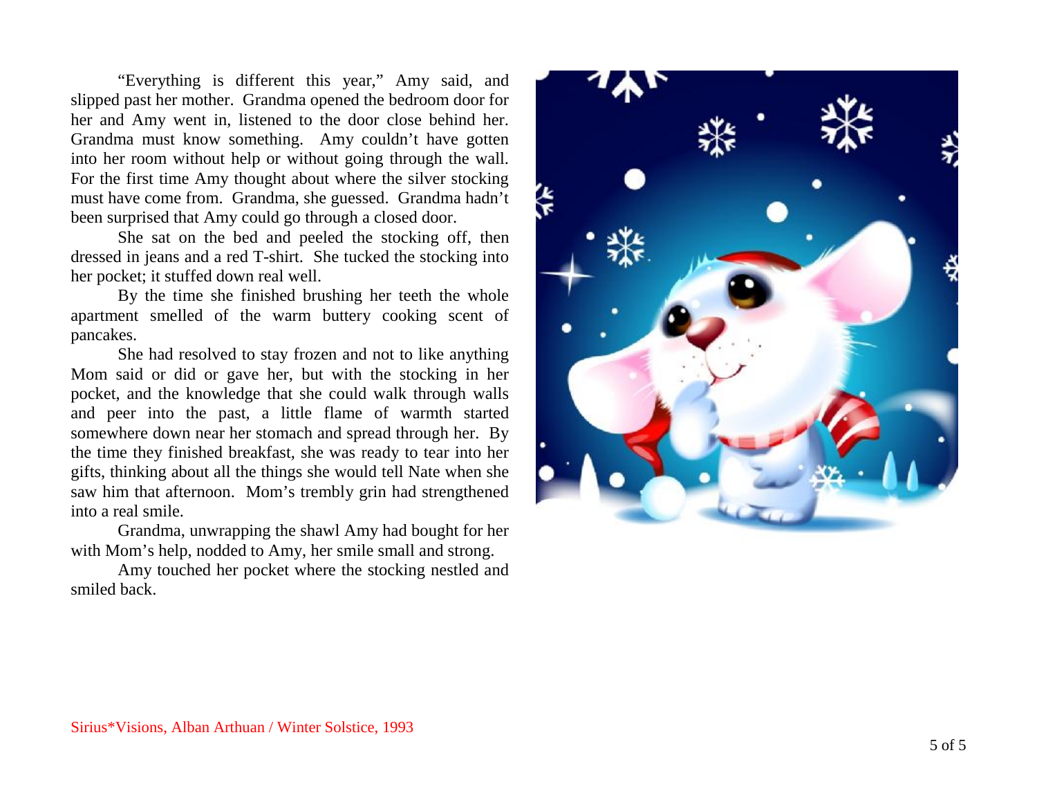"Everything is different this year," Amy said, and slipped past her mother. Grandma opened the bedroom door for her and Amy went in, listened to the door close behind her. Grandma must know something. Amy couldn't have gotten into her room without help or without going through the wall. For the first time Amy thought about where the silver stocking must have come from. Grandma, she guessed. Grandma hadn't been surprised that Amy could go through a closed door.

She sat on the bed and peeled the stocking off, then dressed in jeans and a red T-shirt. She tucked the stocking into her pocket; it stuffed down real well.

By the time she finished brushing her teeth the whole apartment smelled of the warm buttery cooking scent of pancakes.

She had resolved to stay frozen and not to like anything Mom said or did or gave her, but with the stocking in her pocket, and the knowledge that she could walk through walls and peer into the past, a little flame of warmth started somewhere down near her stomach and spread through her. By the time they finished breakfast, she was ready to tear into her gifts, thinking about all the things she would tell Nate when she saw him that afternoon. Mom's trembly grin had strengthened into a real smile.

Grandma, unwrapping the shawl Amy had bought for her with Mom's help, nodded to Amy, her smile small and strong.

Amy touched her pocket where the stocking nestled and smiled back.

Sirius*Visions, Alban Arthuan / Winter Solstice, 1993